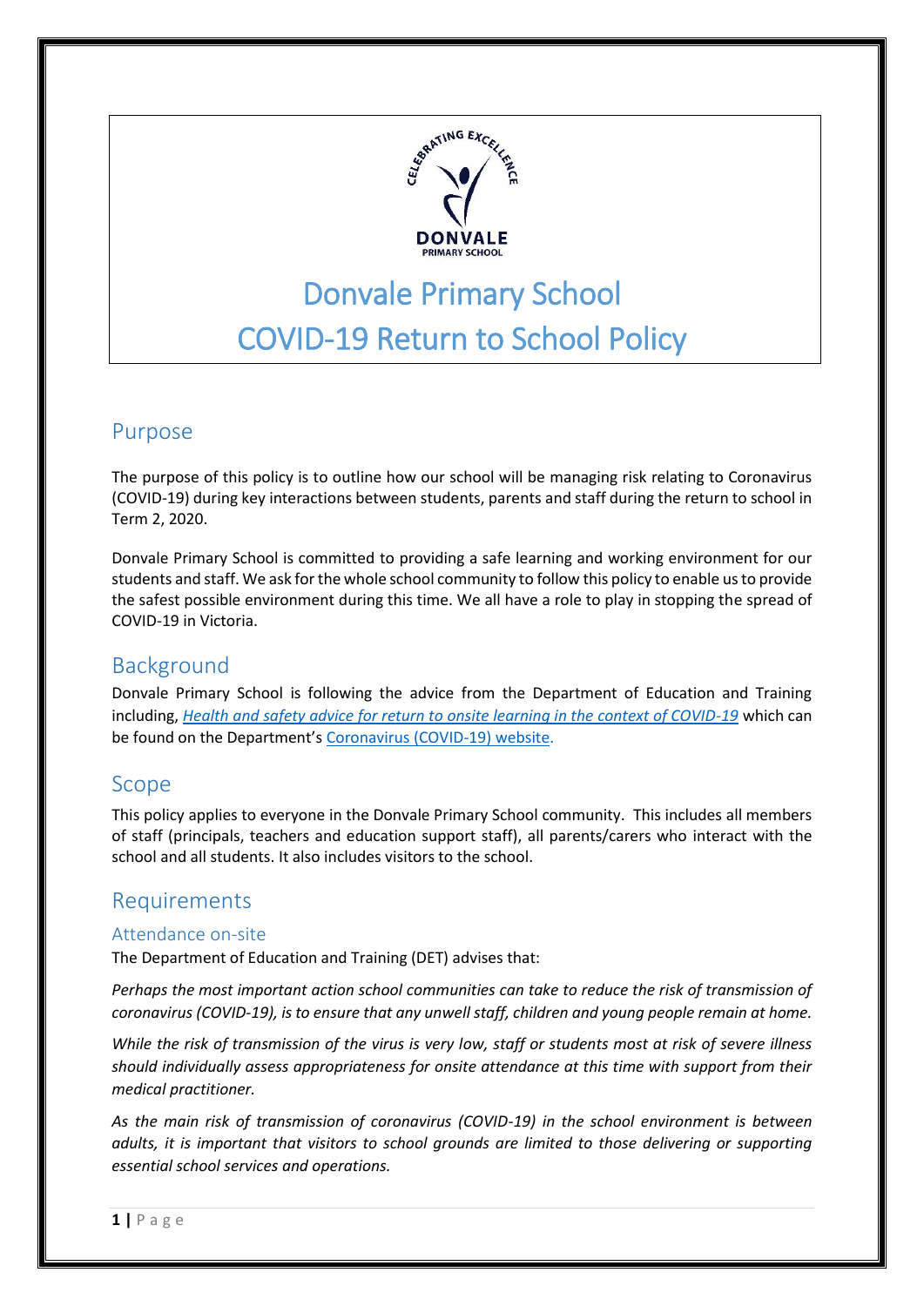# Donvale Primary School
# COVID-19 Return to School Policy

## Purpose

The purpose of this policy is to outline how our school will be managing risk relating to Coronavirus (COVID-19) during key interactions between students, parents and staff during the return to school in Term 2, 2020.

Donvale Primary School is committed to providing a safe learning and working environment for our students and staff. We ask for the whole school community to follow this policy to enable us to provide the safest possible environment during this time. We all have a role to play in stopping the spread of COVID-19 in Victoria.

## Background

Donvale Primary School is following the advice from the Department of Education and Training including, *Health and safety advice for return to onsite learning in the context of COVID-19* which can be found on the Department's Coronavirus (COVID-19) website.

## Scope

This policy applies to everyone in the Donvale Primary School community. This includes all members of staff (principals, teachers and education support staff), all parents/carers who interact with the school and all students. It also includes visitors to the school.

## Requirements

### Attendance on-site

The Department of Education and Training (DET) advises that:

*Perhaps the most important action school communities can take to reduce the risk of transmission of coronavirus (COVID-19), is to ensure that any unwell staff, children and young people remain at home.*

*While the risk of transmission of the virus is very low, staff or students most at risk of severe illness should individually assess appropriateness for onsite attendance at this time with support from their medical practitioner.*

*As the main risk of transmission of coronavirus (COVID-19) in the school environment is between adults, it is important that visitors to school grounds are limited to those delivering or supporting essential school services and operations.*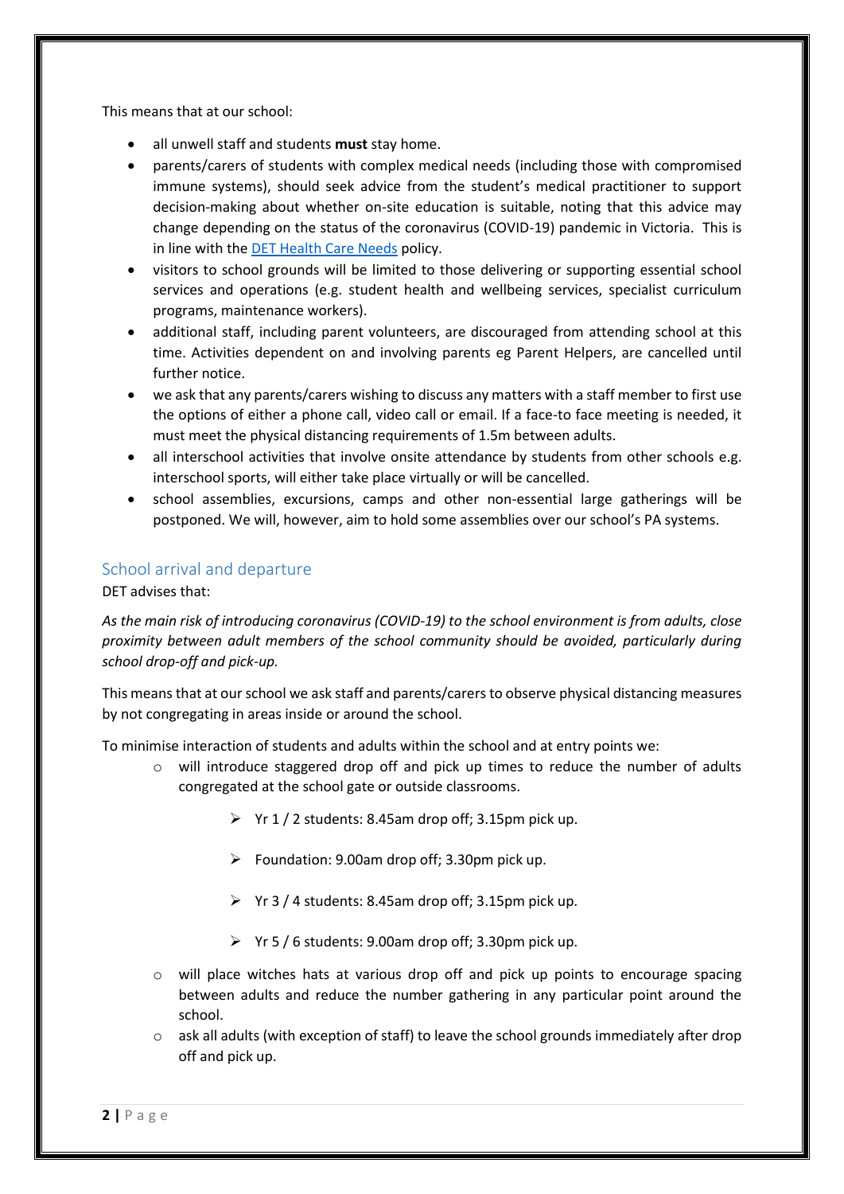This means that at our school:

- all unwell staff and students **must** stay home.
- parents/carers of students with complex medical needs (including those with compromised immune systems), should seek advice from the student's medical practitioner to support decision-making about whether on-site education is suitable, noting that this advice may change depending on the status of the coronavirus (COVID-19) pandemic in Victoria. This is in line with the [DET Health Care Needs](#) policy.
- visitors to school grounds will be limited to those delivering or supporting essential school services and operations (e.g. student health and wellbeing services, specialist curriculum programs, maintenance workers).
- additional staff, including parent volunteers, are discouraged from attending school at this time. Activities dependent on and involving parents eg Parent Helpers, are cancelled until further notice.
- we ask that any parents/carers wishing to discuss any matters with a staff member to first use the options of either a phone call, video call or email. If a face-to face meeting is needed, it must meet the physical distancing requirements of 1.5m between adults.
- all interschool activities that involve onsite attendance by students from other schools e.g. interschool sports, will either take place virtually or will be cancelled.
- school assemblies, excursions, camps and other non-essential large gatherings will be postponed. We will, however, aim to hold some assemblies over our school's PA systems.

## School arrival and departure

DET advises that:

*As the main risk of introducing coronavirus (COVID-19) to the school environment is from adults, close proximity between adult members of the school community should be avoided, particularly during school drop-off and pick-up.*

This means that at our school we ask staff and parents/carers to observe physical distancing measures by not congregating in areas inside or around the school.

To minimise interaction of students and adults within the school and at entry points we:

- will introduce staggered drop off and pick up times to reduce the number of adults congregated at the school gate or outside classrooms.
  - Yr 1 / 2 students: 8.45am drop off; 3.15pm pick up.
  - Foundation: 9.00am drop off; 3.30pm pick up.
  - Yr 3 / 4 students: 8.45am drop off; 3.15pm pick up.
  - Yr 5 / 6 students: 9.00am drop off; 3.30pm pick up.
- will place witches hats at various drop off and pick up points to encourage spacing between adults and reduce the number gathering in any particular point around the school.
- ask all adults (with exception of staff) to leave the school grounds immediately after drop off and pick up.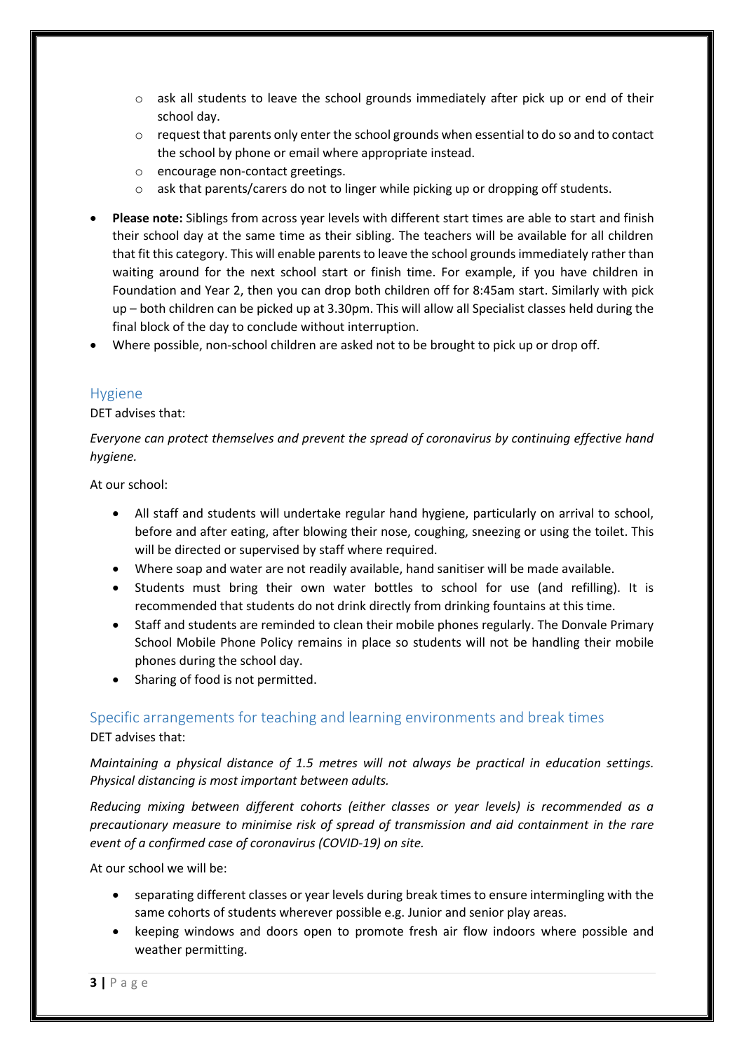- ask all students to leave the school grounds immediately after pick up or end of their school day.
  - request that parents only enter the school grounds when essential to do so and to contact the school by phone or email where appropriate instead.
  - encourage non-contact greetings.
  - ask that parents/carers do not to linger while picking up or dropping off students.

- **Please note:** Siblings from across year levels with different start times are able to start and finish their school day at the same time as their sibling. The teachers will be available for all children that fit this category. This will enable parents to leave the school grounds immediately rather than waiting around for the next school start or finish time. For example, if you have children in Foundation and Year 2, then you can drop both children off for 8:45am start. Similarly with pick up – both children can be picked up at 3.30pm. This will allow all Specialist classes held during the final block of the day to conclude without interruption.
- Where possible, non-school children are asked not to be brought to pick up or drop off.

## Hygiene

DET advises that:

*Everyone can protect themselves and prevent the spread of coronavirus by continuing effective hand hygiene.*

At our school:

- All staff and students will undertake regular hand hygiene, particularly on arrival to school, before and after eating, after blowing their nose, coughing, sneezing or using the toilet. This will be directed or supervised by staff where required.
- Where soap and water are not readily available, hand sanitiser will be made available.
- Students must bring their own water bottles to school for use (and refilling). It is recommended that students do not drink directly from drinking fountains at this time.
- Staff and students are reminded to clean their mobile phones regularly. The Donvale Primary School Mobile Phone Policy remains in place so students will not be handling their mobile phones during the school day.
- Sharing of food is not permitted.

## Specific arrangements for teaching and learning environments and break times

DET advises that:

*Maintaining a physical distance of 1.5 metres will not always be practical in education settings. Physical distancing is most important between adults.*

*Reducing mixing between different cohorts (either classes or year levels) is recommended as a precautionary measure to minimise risk of spread of transmission and aid containment in the rare event of a confirmed case of coronavirus (COVID-19) on site.*

At our school we will be:

- separating different classes or year levels during break times to ensure intermingling with the same cohorts of students wherever possible e.g. Junior and senior play areas.
- keeping windows and doors open to promote fresh air flow indoors where possible and weather permitting.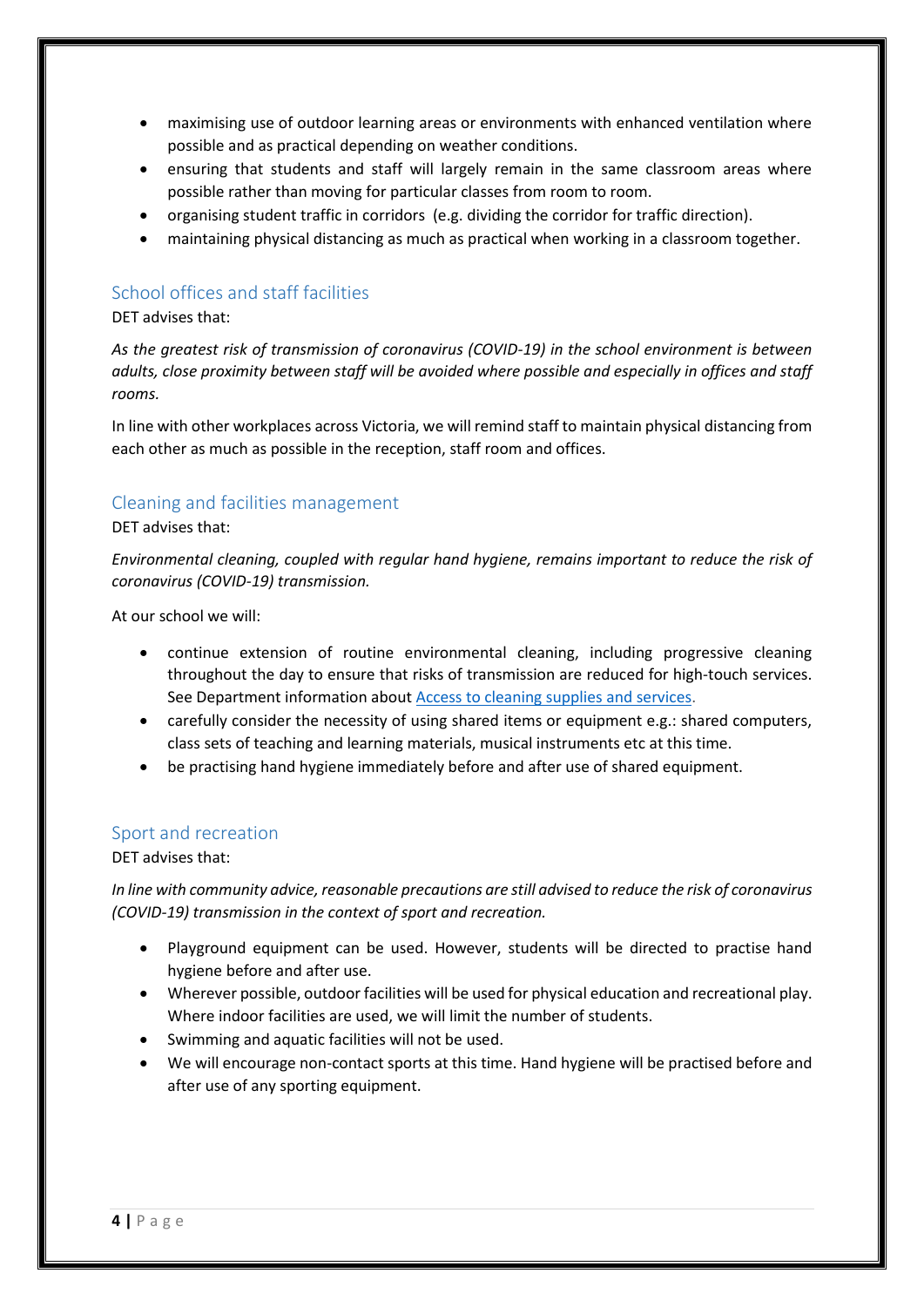- maximising use of outdoor learning areas or environments with enhanced ventilation where possible and as practical depending on weather conditions.
- ensuring that students and staff will largely remain in the same classroom areas where possible rather than moving for particular classes from room to room.
- organising student traffic in corridors (e.g. dividing the corridor for traffic direction).
- maintaining physical distancing as much as practical when working in a classroom together.

## School offices and staff facilities

DET advises that:

*As the greatest risk of transmission of coronavirus (COVID-19) in the school environment is between adults, close proximity between staff will be avoided where possible and especially in offices and staff rooms.*

In line with other workplaces across Victoria, we will remind staff to maintain physical distancing from each other as much as possible in the reception, staff room and offices.

## Cleaning and facilities management

DET advises that:

*Environmental cleaning, coupled with regular hand hygiene, remains important to reduce the risk of coronavirus (COVID-19) transmission.*

At our school we will:

- continue extension of routine environmental cleaning, including progressive cleaning throughout the day to ensure that risks of transmission are reduced for high-touch services. See Department information about Access to cleaning supplies and services.
- carefully consider the necessity of using shared items or equipment e.g.: shared computers, class sets of teaching and learning materials, musical instruments etc at this time.
- be practising hand hygiene immediately before and after use of shared equipment.

## Sport and recreation

DET advises that:

*In line with community advice, reasonable precautions are still advised to reduce the risk of coronavirus (COVID-19) transmission in the context of sport and recreation.*

- Playground equipment can be used. However, students will be directed to practise hand hygiene before and after use.
- Wherever possible, outdoor facilities will be used for physical education and recreational play. Where indoor facilities are used, we will limit the number of students.
- Swimming and aquatic facilities will not be used.
- We will encourage non-contact sports at this time. Hand hygiene will be practised before and after use of any sporting equipment.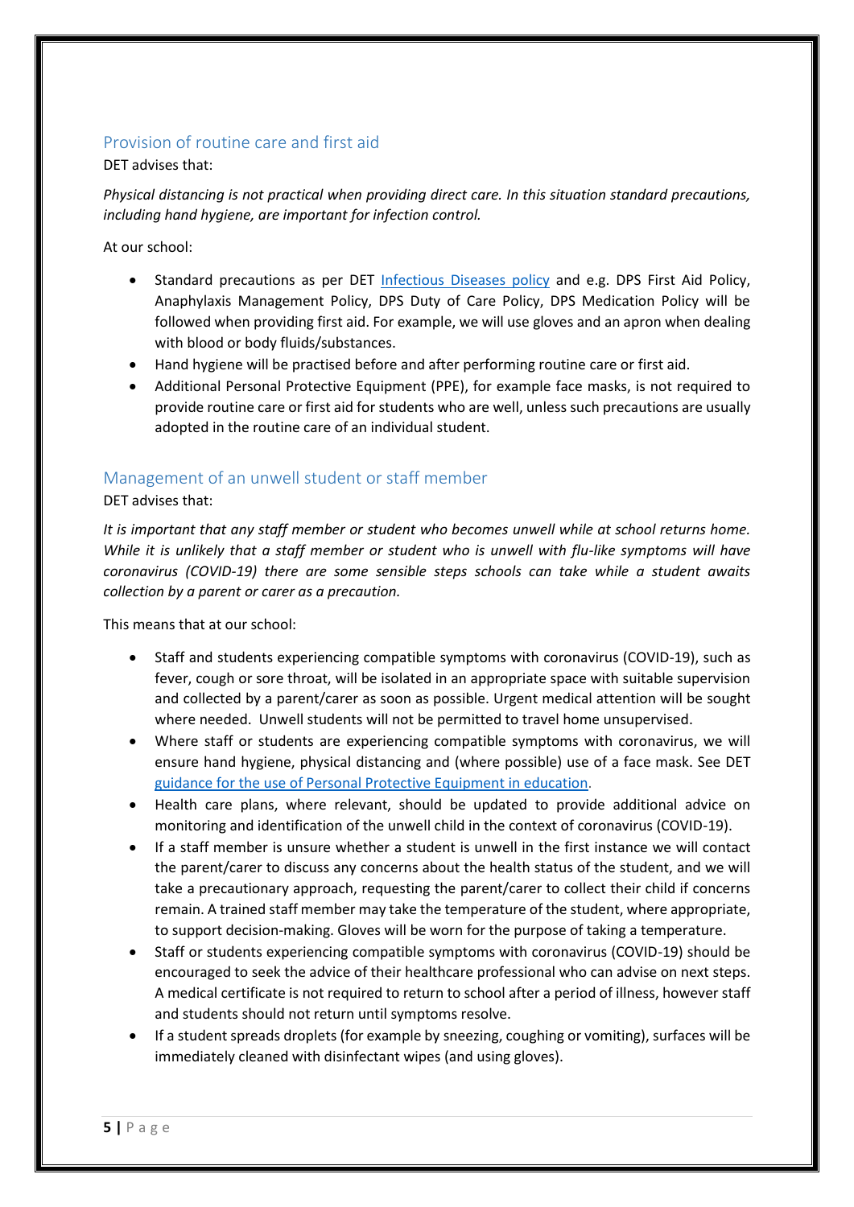## Provision of routine care and first aid

DET advises that:

*Physical distancing is not practical when providing direct care. In this situation standard precautions, including hand hygiene, are important for infection control.*

At our school:

- Standard precautions as per DET [Infectious Diseases policy] and e.g. DPS First Aid Policy, Anaphylaxis Management Policy, DPS Duty of Care Policy, DPS Medication Policy will be followed when providing first aid. For example, we will use gloves and an apron when dealing with blood or body fluids/substances.
- Hand hygiene will be practised before and after performing routine care or first aid.
- Additional Personal Protective Equipment (PPE), for example face masks, is not required to provide routine care or first aid for students who are well, unless such precautions are usually adopted in the routine care of an individual student.

## Management of an unwell student or staff member

DET advises that:

*It is important that any staff member or student who becomes unwell while at school returns home. While it is unlikely that a staff member or student who is unwell with flu-like symptoms will have coronavirus (COVID-19) there are some sensible steps schools can take while a student awaits collection by a parent or carer as a precaution.*

This means that at our school:

- Staff and students experiencing compatible symptoms with coronavirus (COVID-19), such as fever, cough or sore throat, will be isolated in an appropriate space with suitable supervision and collected by a parent/carer as soon as possible. Urgent medical attention will be sought where needed. Unwell students will not be permitted to travel home unsupervised.
- Where staff or students are experiencing compatible symptoms with coronavirus, we will ensure hand hygiene, physical distancing and (where possible) use of a face mask. See DET guidance for the use of Personal Protective Equipment in education.
- Health care plans, where relevant, should be updated to provide additional advice on monitoring and identification of the unwell child in the context of coronavirus (COVID-19).
- If a staff member is unsure whether a student is unwell in the first instance we will contact the parent/carer to discuss any concerns about the health status of the student, and we will take a precautionary approach, requesting the parent/carer to collect their child if concerns remain. A trained staff member may take the temperature of the student, where appropriate, to support decision-making. Gloves will be worn for the purpose of taking a temperature.
- Staff or students experiencing compatible symptoms with coronavirus (COVID-19) should be encouraged to seek the advice of their healthcare professional who can advise on next steps. A medical certificate is not required to return to school after a period of illness, however staff and students should not return until symptoms resolve.
- If a student spreads droplets (for example by sneezing, coughing or vomiting), surfaces will be immediately cleaned with disinfectant wipes (and using gloves).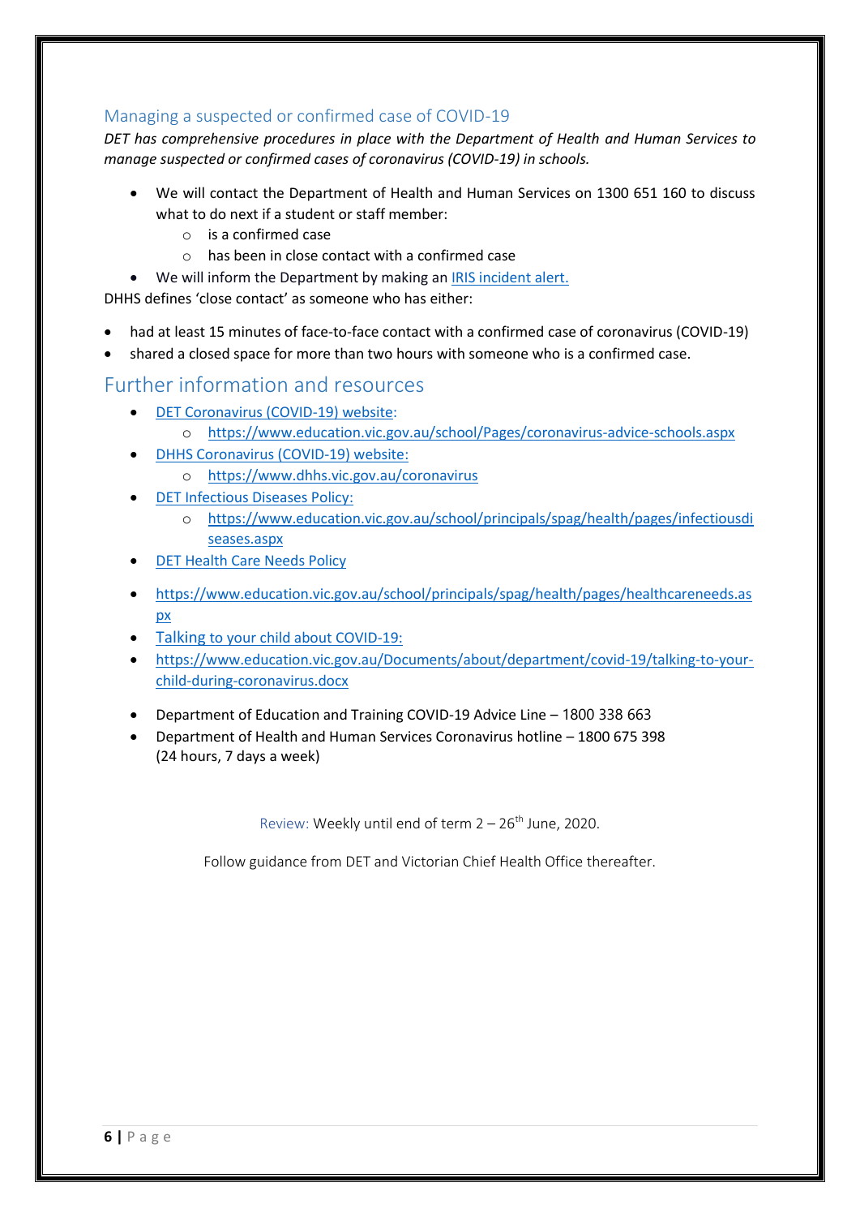## Managing a suspected or confirmed case of COVID-19

*DET has comprehensive procedures in place with the Department of Health and Human Services to manage suspected or confirmed cases of coronavirus (COVID-19) in schools.*

- We will contact the Department of Health and Human Services on 1300 651 160 to discuss what to do next if a student or staff member:
  - is a confirmed case
  - has been in close contact with a confirmed case
- We will inform the Department by making an [IRIS incident alert.]()

DHHS defines 'close contact' as someone who has either:

- had at least 15 minutes of face-to-face contact with a confirmed case of coronavirus (COVID-19)
- shared a closed space for more than two hours with someone who is a confirmed case.

# Further information and resources

- [DET Coronavirus (COVID-19) website:]()
  - https://www.education.vic.gov.au/school/Pages/coronavirus-advice-schools.aspx
- [DHHS Coronavirus (COVID-19) website:]()
  - https://www.dhhs.vic.gov.au/coronavirus
- [DET Infectious Diseases Policy:]()
  - https://www.education.vic.gov.au/school/principals/spag/health/pages/infectiousdiseases.aspx
- [DET Health Care Needs Policy]()
- https://www.education.vic.gov.au/school/principals/spag/health/pages/healthcareneeds.aspx
- [Talking to your child about COVID-19:]()
- https://www.education.vic.gov.au/Documents/about/department/covid-19/talking-to-your-child-during-coronavirus.docx

- Department of Education and Training COVID-19 Advice Line – 1800 338 663
- Department of Health and Human Services Coronavirus hotline – 1800 675 398 (24 hours, 7 days a week)

Review: Weekly until end of term 2 – 26th June, 2020.

Follow guidance from DET and Victorian Chief Health Office thereafter.